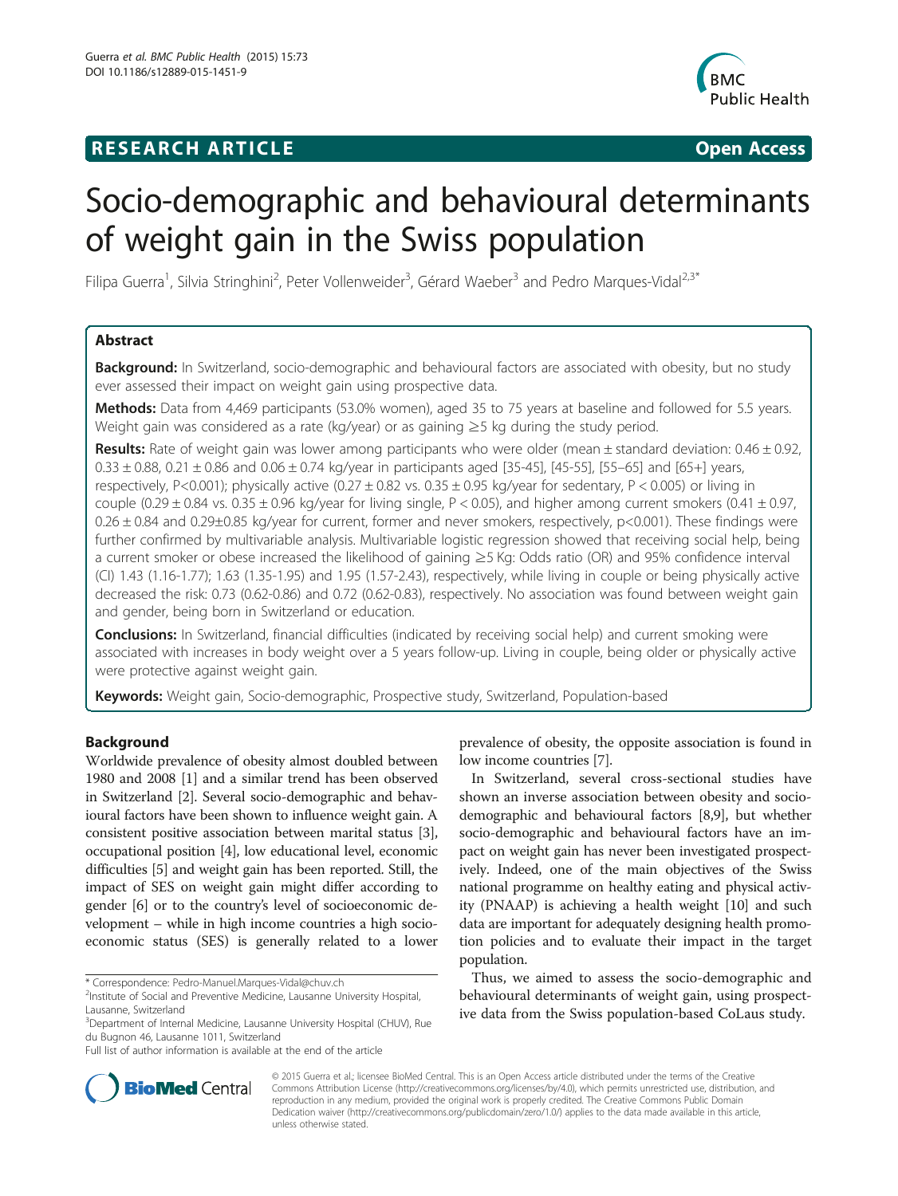**RESEARCH ARTICLE** **Open Access**

# Socio-demographic and behavioural determinants of weight gain in the Swiss population

Filipa Guerra[1], Silvia Stringhini[2], Peter Vollenweider[3], Gérard Waeber[3] and Pedro Marques-Vidal[2,3*]

## Abstract

**Background:** In Switzerland, socio-demographic and behavioural factors are associated with obesity, but no study ever assessed their impact on weight gain using prospective data.

**Methods:** Data from 4,469 participants (53.0% women), aged 35 to 75 years at baseline and followed for 5.5 years. Weight gain was considered as a rate (kg/year) or as gaining ≥5 kg during the study period.

**Results:** Rate of weight gain was lower among participants who were older (mean ± standard deviation: 0.46 ± 0.92, 0.33 ± 0.88, 0.21 ± 0.86 and 0.06 ± 0.74 kg/year in participants aged [35-45], [45-55], [55–65] and [65+] years, respectively, P<0.001); physically active (0.27 ± 0.82 vs. 0.35 ± 0.95 kg/year for sedentary, P < 0.005) or living in couple (0.29 ± 0.84 vs. 0.35 ± 0.96 kg/year for living single, P < 0.05), and higher among current smokers (0.41 ± 0.97, 0.26 ± 0.84 and 0.29±0.85 kg/year for current, former and never smokers, respectively, p<0.001). These findings were further confirmed by multivariable analysis. Multivariable logistic regression showed that receiving social help, being a current smoker or obese increased the likelihood of gaining ≥5 Kg: Odds ratio (OR) and 95% confidence interval (CI) 1.43 (1.16-1.77); 1.63 (1.35-1.95) and 1.95 (1.57-2.43), respectively, while living in couple or being physically active decreased the risk: 0.73 (0.62-0.86) and 0.72 (0.62-0.83), respectively. No association was found between weight gain and gender, being born in Switzerland or education.

**Conclusions:** In Switzerland, financial difficulties (indicated by receiving social help) and current smoking were associated with increases in body weight over a 5 years follow-up. Living in couple, being older or physically active were protective against weight gain.

**Keywords:** Weight gain, Socio-demographic, Prospective study, Switzerland, Population-based

## Background

Worldwide prevalence of obesity almost doubled between 1980 and 2008 [1] and a similar trend has been observed in Switzerland [2]. Several socio-demographic and behavioural factors have been shown to influence weight gain. A consistent positive association between marital status [3], occupational position [4], low educational level, economic difficulties [5] and weight gain has been reported. Still, the impact of SES on weight gain might differ according to gender [6] or to the country's level of socioeconomic development – while in high income countries a high socioeconomic status (SES) is generally related to a lower prevalence of obesity, the opposite association is found in low income countries [7].

In Switzerland, several cross-sectional studies have shown an inverse association between obesity and socio-demographic and behavioural factors [8,9], but whether socio-demographic and behavioural factors have an impact on weight gain has never been investigated prospectively. Indeed, one of the main objectives of the Swiss national programme on healthy eating and physical activity (PNAAP) is achieving a health weight [10] and such data are important for adequately designing health promotion policies and to evaluate their impact in the target population.

Thus, we aimed to assess the socio-demographic and behavioural determinants of weight gain, using prospective data from the Swiss population-based CoLaus study.

\* Correspondence: Pedro-Manuel.Marques-Vidal@chuv.ch
[2]Institute of Social and Preventive Medicine, Lausanne University Hospital, Lausanne, Switzerland
[3]Department of Internal Medicine, Lausanne University Hospital (CHUV), Rue du Bugnon 46, Lausanne 1011, Switzerland
Full list of author information is available at the end of the article

© 2015 Guerra et al.; licensee BioMed Central. This is an Open Access article distributed under the terms of the Creative Commons Attribution License (http://creativecommons.org/licenses/by/4.0), which permits unrestricted use, distribution, and reproduction in any medium, provided the original work is properly credited. The Creative Commons Public Domain Dedication waiver (http://creativecommons.org/publicdomain/zero/1.0/) applies to the data made available in this article, unless otherwise stated.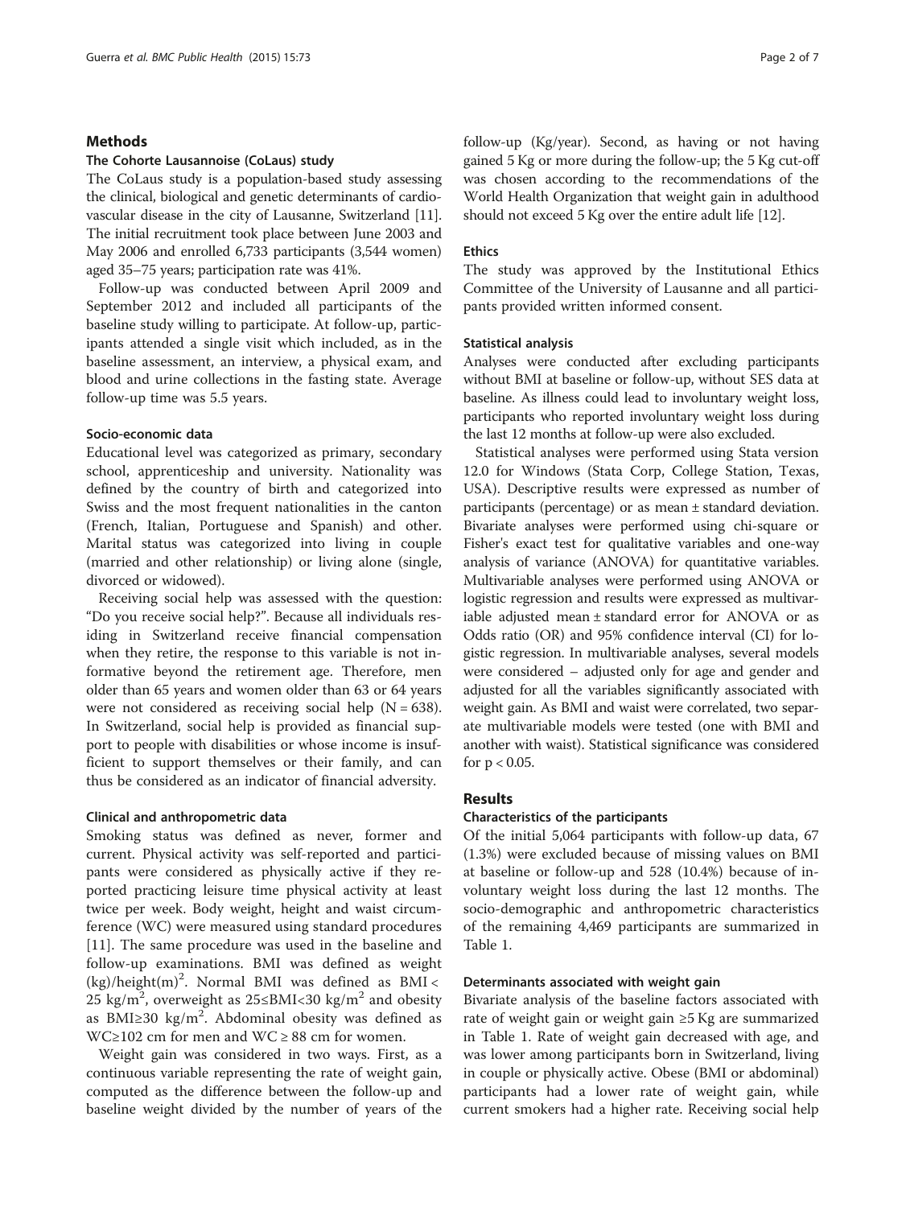## Methods

### The Cohorte Lausannoise (CoLaus) study

The CoLaus study is a population-based study assessing the clinical, biological and genetic determinants of cardiovascular disease in the city of Lausanne, Switzerland [11]. The initial recruitment took place between June 2003 and May 2006 and enrolled 6,733 participants (3,544 women) aged 35–75 years; participation rate was 41%.

Follow-up was conducted between April 2009 and September 2012 and included all participants of the baseline study willing to participate. At follow-up, participants attended a single visit which included, as in the baseline assessment, an interview, a physical exam, and blood and urine collections in the fasting state. Average follow-up time was 5.5 years.

### Socio-economic data

Educational level was categorized as primary, secondary school, apprenticeship and university. Nationality was defined by the country of birth and categorized into Swiss and the most frequent nationalities in the canton (French, Italian, Portuguese and Spanish) and other. Marital status was categorized into living in couple (married and other relationship) or living alone (single, divorced or widowed).

Receiving social help was assessed with the question: "Do you receive social help?". Because all individuals residing in Switzerland receive financial compensation when they retire, the response to this variable is not informative beyond the retirement age. Therefore, men older than 65 years and women older than 63 or 64 years were not considered as receiving social help (N = 638). In Switzerland, social help is provided as financial support to people with disabilities or whose income is insufficient to support themselves or their family, and can thus be considered as an indicator of financial adversity.

### Clinical and anthropometric data

Smoking status was defined as never, former and current. Physical activity was self-reported and participants were considered as physically active if they reported practicing leisure time physical activity at least twice per week. Body weight, height and waist circumference (WC) were measured using standard procedures [11]. The same procedure was used in the baseline and follow-up examinations. BMI was defined as weight (kg)/height(m)$^2$. Normal BMI was defined as BMI < 25 kg/m$^2$, overweight as 25≤BMI<30 kg/m$^2$ and obesity as BMI≥30 kg/m$^2$. Abdominal obesity was defined as WC≥102 cm for men and WC ≥ 88 cm for women.

Weight gain was considered in two ways. First, as a continuous variable representing the rate of weight gain, computed as the difference between the follow-up and baseline weight divided by the number of years of the follow-up (Kg/year). Second, as having or not having gained 5 Kg or more during the follow-up; the 5 Kg cut-off was chosen according to the recommendations of the World Health Organization that weight gain in adulthood should not exceed 5 Kg over the entire adult life [12].

### Ethics

The study was approved by the Institutional Ethics Committee of the University of Lausanne and all participants provided written informed consent.

### Statistical analysis

Analyses were conducted after excluding participants without BMI at baseline or follow-up, without SES data at baseline. As illness could lead to involuntary weight loss, participants who reported involuntary weight loss during the last 12 months at follow-up were also excluded.

Statistical analyses were performed using Stata version 12.0 for Windows (Stata Corp, College Station, Texas, USA). Descriptive results were expressed as number of participants (percentage) or as mean ± standard deviation. Bivariate analyses were performed using chi-square or Fisher's exact test for qualitative variables and one-way analysis of variance (ANOVA) for quantitative variables. Multivariable analyses were performed using ANOVA or logistic regression and results were expressed as multivariable adjusted mean ± standard error for ANOVA or as Odds ratio (OR) and 95% confidence interval (CI) for logistic regression. In multivariable analyses, several models were considered – adjusted only for age and gender and adjusted for all the variables significantly associated with weight gain. As BMI and waist were correlated, two separate multivariable models were tested (one with BMI and another with waist). Statistical significance was considered for $p < 0.05$.

## Results

### Characteristics of the participants

Of the initial 5,064 participants with follow-up data, 67 (1.3%) were excluded because of missing values on BMI at baseline or follow-up and 528 (10.4%) because of involuntary weight loss during the last 12 months. The socio-demographic and anthropometric characteristics of the remaining 4,469 participants are summarized in Table 1.

### Determinants associated with weight gain

Bivariate analysis of the baseline factors associated with rate of weight gain or weight gain ≥5 Kg are summarized in Table 1. Rate of weight gain decreased with age, and was lower among participants born in Switzerland, living in couple or physically active. Obese (BMI or abdominal) participants had a lower rate of weight gain, while current smokers had a higher rate. Receiving social help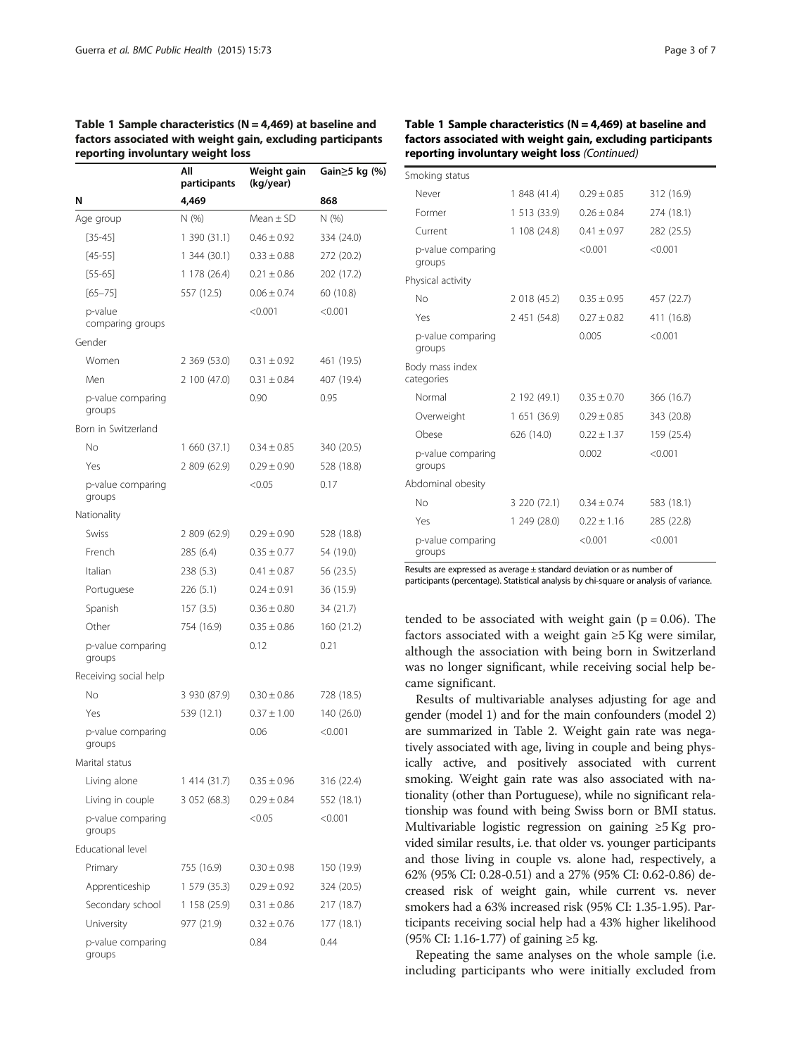**Table 1 Sample characteristics (N = 4,469) at baseline and factors associated with weight gain, excluding participants reporting involuntary weight loss**

| | All participants | Weight gain (kg/year) | Gain≥5 kg (%) |
|---|---|---|---|
| **N** | **4,469** | | **868** |
| Age group | N (%) | Mean ± SD | N (%) |
| [35-45] | 1 390 (31.1) | 0.46 ± 0.92 | 334 (24.0) |
| [45-55] | 1 344 (30.1) | 0.33 ± 0.88 | 272 (20.2) |
| [55-65] | 1 178 (26.4) | 0.21 ± 0.86 | 202 (17.2) |
| [65–75] | 557 (12.5) | 0.06 ± 0.74 | 60 (10.8) |
| p-value comparing groups | | <0.001 | <0.001 |
| Gender | | | |
| Women | 2 369 (53.0) | 0.31 ± 0.92 | 461 (19.5) |
| Men | 2 100 (47.0) | 0.31 ± 0.84 | 407 (19.4) |
| p-value comparing groups | | 0.90 | 0.95 |
| Born in Switzerland | | | |
| No | 1 660 (37.1) | 0.34 ± 0.85 | 340 (20.5) |
| Yes | 2 809 (62.9) | 0.29 ± 0.90 | 528 (18.8) |
| p-value comparing groups | | <0.05 | 0.17 |
| Nationality | | | |
| Swiss | 2 809 (62.9) | 0.29 ± 0.90 | 528 (18.8) |
| French | 285 (6.4) | 0.35 ± 0.77 | 54 (19.0) |
| Italian | 238 (5.3) | 0.41 ± 0.87 | 56 (23.5) |
| Portuguese | 226 (5.1) | 0.24 ± 0.91 | 36 (15.9) |
| Spanish | 157 (3.5) | 0.36 ± 0.80 | 34 (21.7) |
| Other | 754 (16.9) | 0.35 ± 0.86 | 160 (21.2) |
| p-value comparing groups | | 0.12 | 0.21 |
| Receiving social help | | | |
| No | 3 930 (87.9) | 0.30 ± 0.86 | 728 (18.5) |
| Yes | 539 (12.1) | 0.37 ± 1.00 | 140 (26.0) |
| p-value comparing groups | | 0.06 | <0.001 |
| Marital status | | | |
| Living alone | 1 414 (31.7) | 0.35 ± 0.96 | 316 (22.4) |
| Living in couple | 3 052 (68.3) | 0.29 ± 0.84 | 552 (18.1) |
| p-value comparing groups | | <0.05 | <0.001 |
| Educational level | | | |
| Primary | 755 (16.9) | 0.30 ± 0.98 | 150 (19.9) |
| Apprenticeship | 1 579 (35.3) | 0.29 ± 0.92 | 324 (20.5) |
| Secondary school | 1 158 (25.9) | 0.31 ± 0.86 | 217 (18.7) |
| University | 977 (21.9) | 0.32 ± 0.76 | 177 (18.1) |
| p-value comparing groups | | 0.84 | 0.44 |
| Smoking status | | | |
| Never | 1 848 (41.4) | 0.29 ± 0.85 | 312 (16.9) |
| Former | 1 513 (33.9) | 0.26 ± 0.84 | 274 (18.1) |
| Current | 1 108 (24.8) | 0.41 ± 0.97 | 282 (25.5) |
| p-value comparing groups | | <0.001 | <0.001 |
| Physical activity | | | |
| No | 2 018 (45.2) | 0.35 ± 0.95 | 457 (22.7) |
| Yes | 2 451 (54.8) | 0.27 ± 0.82 | 411 (16.8) |
| p-value comparing groups | | 0.005 | <0.001 |
| Body mass index categories | | | |
| Normal | 2 192 (49.1) | 0.35 ± 0.70 | 366 (16.7) |
| Overweight | 1 651 (36.9) | 0.29 ± 0.85 | 343 (20.8) |
| Obese | 626 (14.0) | 0.22 ± 1.37 | 159 (25.4) |
| p-value comparing groups | | 0.002 | <0.001 |
| Abdominal obesity | | | |
| No | 3 220 (72.1) | 0.34 ± 0.74 | 583 (18.1) |
| Yes | 1 249 (28.0) | 0.22 ± 1.16 | 285 (22.8) |
| p-value comparing groups | | <0.001 | <0.001 |

Results are expressed as average ± standard deviation or as number of participants (percentage). Statistical analysis by chi-square or analysis of variance.

tended to be associated with weight gain (p = 0.06). The factors associated with a weight gain ≥5 Kg were similar, although the association with being born in Switzerland was no longer significant, while receiving social help became significant.

Results of multivariable analyses adjusting for age and gender (model 1) and for the main confounders (model 2) are summarized in Table 2. Weight gain rate was negatively associated with age, living in couple and being physically active, and positively associated with current smoking. Weight gain rate was also associated with nationality (other than Portuguese), while no significant relationship was found with being Swiss born or BMI status. Multivariable logistic regression on gaining ≥5 Kg provided similar results, i.e. that older vs. younger participants and those living in couple vs. alone had, respectively, a 62% (95% CI: 0.28-0.51) and a 27% (95% CI: 0.62-0.86) decreased risk of weight gain, while current vs. never smokers had a 63% increased risk (95% CI: 1.35-1.95). Participants receiving social help had a 43% higher likelihood (95% CI: 1.16-1.77) of gaining ≥5 kg.

Repeating the same analyses on the whole sample (i.e. including participants who were initially excluded from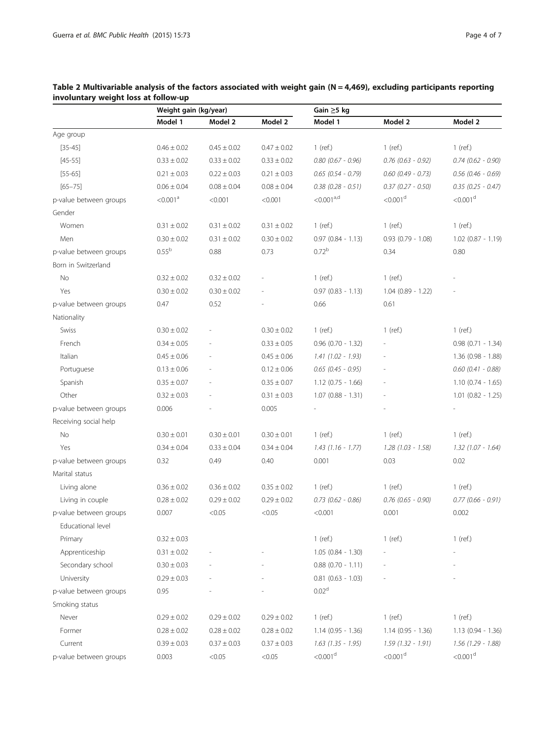**Table 2 Multivariable analysis of the factors associated with weight gain (N = 4,469), excluding participants reporting involuntary weight loss at follow-up**

| | Weight gain (kg/year) | | | Gain ≥5 kg | | |
|---|---|---|---|---|---|---|
| | Model 1 | Model 2 | Model 2 | Model 1 | Model 2 | Model 2 |
| Age group | | | | | | |
| [35-45] | 0.46 ± 0.02 | 0.45 ± 0.02 | 0.47 ± 0.02 | 1 (ref.) | 1 (ref.) | 1 (ref.) |
| [45-55] | 0.33 ± 0.02 | 0.33 ± 0.02 | 0.33 ± 0.02 | *0.80 (0.67 - 0.96)* | *0.76 (0.63 - 0.92)* | *0.74 (0.62 - 0.90)* |
| [55-65] | 0.21 ± 0.03 | 0.22 ± 0.03 | 0.21 ± 0.03 | *0.65 (0.54 - 0.79)* | *0.60 (0.49 - 0.73)* | *0.56 (0.46 - 0.69)* |
| [65–75] | 0.06 ± 0.04 | 0.08 ± 0.04 | 0.08 ± 0.04 | *0.38 (0.28 - 0.51)* | *0.37 (0.27 - 0.50)* | *0.35 (0.25 - 0.47)* |
| p-value between groups | <0.001[a] | <0.001 | <0.001 | <0.001[a,d] | <0.001[d] | <0.001[d] |
| Gender | | | | | | |
| Women | 0.31 ± 0.02 | 0.31 ± 0.02 | 0.31 ± 0.02 | 1 (ref.) | 1 (ref.) | 1 (ref.) |
| Men | 0.30 ± 0.02 | 0.31 ± 0.02 | 0.30 ± 0.02 | 0.97 (0.84 - 1.13) | 0.93 (0.79 - 1.08) | 1.02 (0.87 - 1.19) |
| p-value between groups | 0.55[b] | 0.88 | 0.73 | 0.72[b] | 0.34 | 0.80 |
| Born in Switzerland | | | | | | |
| No | 0.32 ± 0.02 | 0.32 ± 0.02 | - | 1 (ref.) | 1 (ref.) | - |
| Yes | 0.30 ± 0.02 | 0.30 ± 0.02 | - | 0.97 (0.83 - 1.13) | 1.04 (0.89 - 1.22) | - |
| p-value between groups | 0.47 | 0.52 | - | 0.66 | 0.61 | |
| Nationality | | | | | | |
| Swiss | 0.30 ± 0.02 | - | 0.30 ± 0.02 | 1 (ref.) | 1 (ref.) | 1 (ref.) |
| French | 0.34 ± 0.05 | - | 0.33 ± 0.05 | 0.96 (0.70 - 1.32) | - | 0.98 (0.71 - 1.34) |
| Italian | 0.45 ± 0.06 | - | 0.45 ± 0.06 | *1.41 (1.02 - 1.93)* | - | 1.36 (0.98 - 1.88) |
| Portuguese | 0.13 ± 0.06 | - | 0.12 ± 0.06 | *0.65 (0.45 - 0.95)* | - | *0.60 (0.41 - 0.88)* |
| Spanish | 0.35 ± 0.07 | - | 0.35 ± 0.07 | 1.12 (0.75 - 1.66) | - | 1.10 (0.74 - 1.65) |
| Other | 0.32 ± 0.03 | - | 0.31 ± 0.03 | 1.07 (0.88 - 1.31) | - | 1.01 (0.82 - 1.25) |
| p-value between groups | 0.006 | - | 0.005 | - | - | - |
| Receiving social help | | | | | | |
| No | 0.30 ± 0.01 | 0.30 ± 0.01 | 0.30 ± 0.01 | 1 (ref.) | 1 (ref.) | 1 (ref.) |
| Yes | 0.34 ± 0.04 | 0.33 ± 0.04 | 0.34 ± 0.04 | *1.43 (1.16 - 1.77)* | *1.28 (1.03 - 1.58)* | *1.32 (1.07 - 1.64)* |
| p-value between groups | 0.32 | 0.49 | 0.40 | 0.001 | 0.03 | 0.02 |
| Marital status | | | | | | |
| Living alone | 0.36 ± 0.02 | 0.36 ± 0.02 | 0.35 ± 0.02 | 1 (ref.) | 1 (ref.) | 1 (ref.) |
| Living in couple | 0.28 ± 0.02 | 0.29 ± 0.02 | 0.29 ± 0.02 | *0.73 (0.62 - 0.86)* | *0.76 (0.65 - 0.90)* | *0.77 (0.66 - 0.91)* |
| p-value between groups | 0.007 | <0.05 | <0.05 | <0.001 | 0.001 | 0.002 |
| Educational level | | | | | | |
| Primary | 0.32 ± 0.03 | | | 1 (ref.) | 1 (ref.) | 1 (ref.) |
| Apprenticeship | 0.31 ± 0.02 | - | - | 1.05 (0.84 - 1.30) | - | - |
| Secondary school | 0.30 ± 0.03 | - | - | 0.88 (0.70 - 1.11) | - | - |
| University | 0.29 ± 0.03 | - | - | 0.81 (0.63 - 1.03) | - | - |
| p-value between groups | 0.95 | - | - | 0.02[d] | | |
| Smoking status | | | | | | |
| Never | 0.29 ± 0.02 | 0.29 ± 0.02 | 0.29 ± 0.02 | 1 (ref.) | 1 (ref.) | 1 (ref.) |
| Former | 0.28 ± 0.02 | 0.28 ± 0.02 | 0.28 ± 0.02 | 1.14 (0.95 - 1.36) | 1.14 (0.95 - 1.36) | 1.13 (0.94 - 1.36) |
| Current | 0.39 ± 0.03 | 0.37 ± 0.03 | 0.37 ± 0.03 | *1.63 (1.35 - 1.95)* | *1.59 (1.32 - 1.91)* | *1.56 (1.29 - 1.88)* |
| p-value between groups | 0.003 | <0.05 | <0.05 | <0.001[d] | <0.001[d] | <0.001[d] |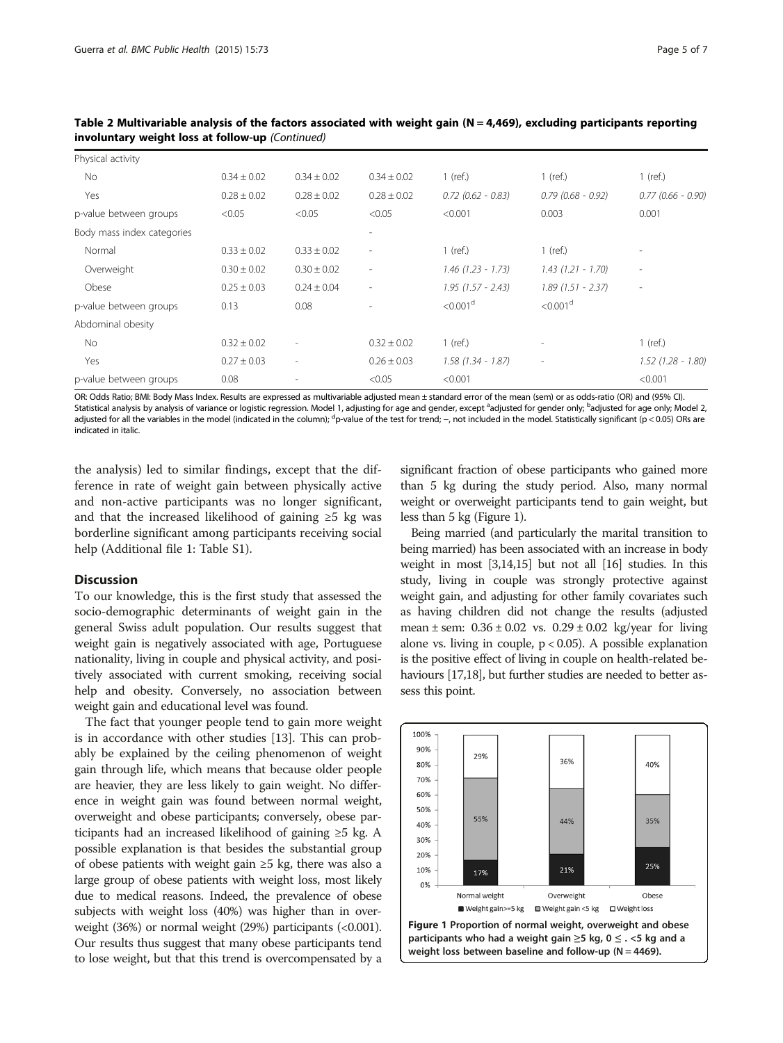**Table 2 Multivariable analysis of the factors associated with weight gain (N = 4,469), excluding participants reporting involuntary weight loss at follow-up** *(Continued)*

| | | | | | | |
|---|---|---|---|---|---|---|
| Physical activity | | | | | | |
| No | 0.34 ± 0.02 | 0.34 ± 0.02 | 0.34 ± 0.02 | 1 (ref.) | 1 (ref.) | 1 (ref.) |
| Yes | 0.28 ± 0.02 | 0.28 ± 0.02 | 0.28 ± 0.02 | *0.72 (0.62 - 0.83)* | *0.79 (0.68 - 0.92)* | *0.77 (0.66 - 0.90)* |
| p-value between groups | <0.05 | <0.05 | <0.05 | <0.001 | 0.003 | 0.001 |
| Body mass index categories | | | - | | | |
| Normal | 0.33 ± 0.02 | 0.33 ± 0.02 | - | 1 (ref.) | 1 (ref.) | - |
| Overweight | 0.30 ± 0.02 | 0.30 ± 0.02 | - | *1.46 (1.23 - 1.73)* | *1.43 (1.21 - 1.70)* | - |
| Obese | 0.25 ± 0.03 | 0.24 ± 0.04 | - | *1.95 (1.57 - 2.43)* | *1.89 (1.51 - 2.37)* | - |
| p-value between groups | 0.13 | 0.08 | - | <0.001[d] | <0.001[d] | |
| Abdominal obesity | | | | | | |
| No | 0.32 ± 0.02 | - | 0.32 ± 0.02 | 1 (ref.) | - | 1 (ref.) |
| Yes | 0.27 ± 0.03 | - | 0.26 ± 0.03 | *1.58 (1.34 - 1.87)* | - | *1.52 (1.28 - 1.80)* |
| p-value between groups | 0.08 | - | <0.05 | <0.001 | - | <0.001 |

OR: Odds Ratio; BMI: Body Mass Index. Results are expressed as multivariable adjusted mean ± standard error of the mean (sem) or as odds-ratio (OR) and (95% CI). Statistical analysis by analysis of variance or logistic regression. Model 1, adjusting for age and gender, except [a]adjusted for gender only; [b]adjusted for age only; Model 2, adjusted for all the variables in the model (indicated in the column); [d]p-value of the test for trend; –, not included in the model. Statistically significant ($p < 0.05$) ORs are indicated in italic.

the analysis) led to similar findings, except that the difference in rate of weight gain between physically active and non-active participants was no longer significant, and that the increased likelihood of gaining ≥5 kg was borderline significant among participants receiving social help (Additional file 1: Table S1).

## Discussion

To our knowledge, this is the first study that assessed the socio-demographic determinants of weight gain in the general Swiss adult population. Our results suggest that weight gain is negatively associated with age, Portuguese nationality, living in couple and physical activity, and positively associated with current smoking, receiving social help and obesity. Conversely, no association between weight gain and educational level was found.

The fact that younger people tend to gain more weight is in accordance with other studies [13]. This can probably be explained by the ceiling phenomenon of weight gain through life, which means that because older people are heavier, they are less likely to gain weight. No difference in weight gain was found between normal weight, overweight and obese participants; conversely, obese participants had an increased likelihood of gaining ≥5 kg. A possible explanation is that besides the substantial group of obese patients with weight gain ≥5 kg, there was also a large group of obese patients with weight loss, most likely due to medical reasons. Indeed, the prevalence of obese subjects with weight loss (40%) was higher than in overweight (36%) or normal weight (29%) participants (<0.001). Our results thus suggest that many obese participants tend to lose weight, but that this trend is overcompensated by a significant fraction of obese participants who gained more than 5 kg during the study period. Also, many normal weight or overweight participants tend to gain weight, but less than 5 kg (Figure 1).

Being married (and particularly the marital transition to being married) has been associated with an increase in body weight in most [3,14,15] but not all [16] studies. In this study, living in couple was strongly protective against weight gain, and adjusting for other family covariates such as having children did not change the results (adjusted mean ± sem: 0.36 ± 0.02 vs. 0.29 ± 0.02 kg/year for living alone vs. living in couple, $p < 0.05$). A possible explanation is the positive effect of living in couple on health-related behaviours [17,18], but further studies are needed to better assess this point.

**Figure 1** Proportion of normal weight, overweight and obese participants who had a weight gain ≥5 kg, 0 ≤ . <5 kg and a weight loss between baseline and follow-up (N = 4469).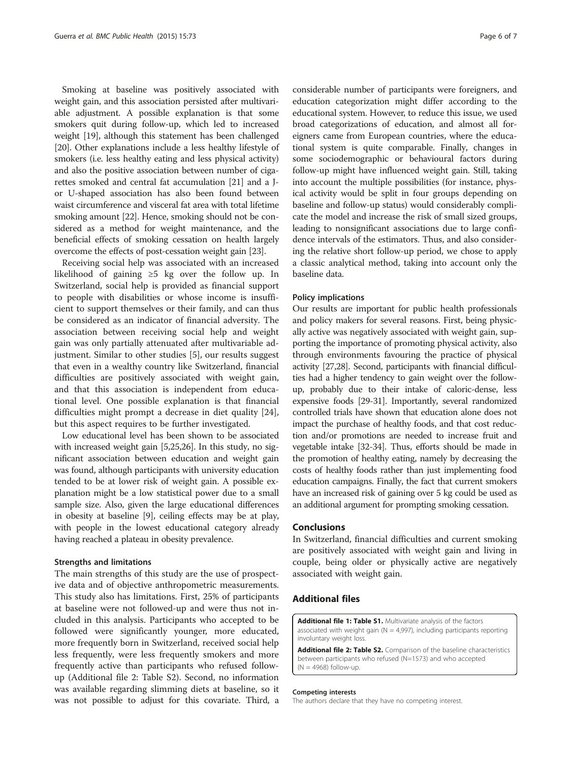Smoking at baseline was positively associated with weight gain, and this association persisted after multivariable adjustment. A possible explanation is that some smokers quit during follow-up, which led to increased weight [19], although this statement has been challenged [20]. Other explanations include a less healthy lifestyle of smokers (i.e. less healthy eating and less physical activity) and also the positive association between number of cigarettes smoked and central fat accumulation [21] and a J- or U-shaped association has also been found between waist circumference and visceral fat area with total lifetime smoking amount [22]. Hence, smoking should not be considered as a method for weight maintenance, and the beneficial effects of smoking cessation on health largely overcome the effects of post-cessation weight gain [23].

Receiving social help was associated with an increased likelihood of gaining ≥5 kg over the follow up. In Switzerland, social help is provided as financial support to people with disabilities or whose income is insufficient to support themselves or their family, and can thus be considered as an indicator of financial adversity. The association between receiving social help and weight gain was only partially attenuated after multivariable adjustment. Similar to other studies [5], our results suggest that even in a wealthy country like Switzerland, financial difficulties are positively associated with weight gain, and that this association is independent from educational level. One possible explanation is that financial difficulties might prompt a decrease in diet quality [24], but this aspect requires to be further investigated.

Low educational level has been shown to be associated with increased weight gain [5,25,26]. In this study, no significant association between education and weight gain was found, although participants with university education tended to be at lower risk of weight gain. A possible explanation might be a low statistical power due to a small sample size. Also, given the large educational differences in obesity at baseline [9], ceiling effects may be at play, with people in the lowest educational category already having reached a plateau in obesity prevalence.

### Strengths and limitations

The main strengths of this study are the use of prospective data and of objective anthropometric measurements. This study also has limitations. First, 25% of participants at baseline were not followed-up and were thus not included in this analysis. Participants who accepted to be followed were significantly younger, more educated, more frequently born in Switzerland, received social help less frequently, were less frequently smokers and more frequently active than participants who refused follow-up (Additional file 2: Table S2). Second, no information was available regarding slimming diets at baseline, so it was not possible to adjust for this covariate. Third, a considerable number of participants were foreigners, and education categorization might differ according to the educational system. However, to reduce this issue, we used broad categorizations of education, and almost all foreigners came from European countries, where the educational system is quite comparable. Finally, changes in some sociodemographic or behavioural factors during follow-up might have influenced weight gain. Still, taking into account the multiple possibilities (for instance, physical activity would be split in four groups depending on baseline and follow-up status) would considerably complicate the model and increase the risk of small sized groups, leading to nonsignificant associations due to large confidence intervals of the estimators. Thus, and also considering the relative short follow-up period, we chose to apply a classic analytical method, taking into account only the baseline data.

### Policy implications

Our results are important for public health professionals and policy makers for several reasons. First, being physically active was negatively associated with weight gain, supporting the importance of promoting physical activity, also through environments favouring the practice of physical activity [27,28]. Second, participants with financial difficulties had a higher tendency to gain weight over the follow-up, probably due to their intake of caloric-dense, less expensive foods [29-31]. Importantly, several randomized controlled trials have shown that education alone does not impact the purchase of healthy foods, and that cost reduction and/or promotions are needed to increase fruit and vegetable intake [32-34]. Thus, efforts should be made in the promotion of healthy eating, namely by decreasing the costs of healthy foods rather than just implementing food education campaigns. Finally, the fact that current smokers have an increased risk of gaining over 5 kg could be used as an additional argument for prompting smoking cessation.

## Conclusions

In Switzerland, financial difficulties and current smoking are positively associated with weight gain and living in couple, being older or physically active are negatively associated with weight gain.

## Additional files

**Additional file 1: Table S1.** Multivariate analysis of the factors associated with weight gain (N = 4,997), including participants reporting involuntary weight loss.

**Additional file 2: Table S2.** Comparison of the baseline characteristics between participants who refused (N=1573) and who accepted (N = 4968) follow-up.

#### Competing interests

The authors declare that they have no competing interest.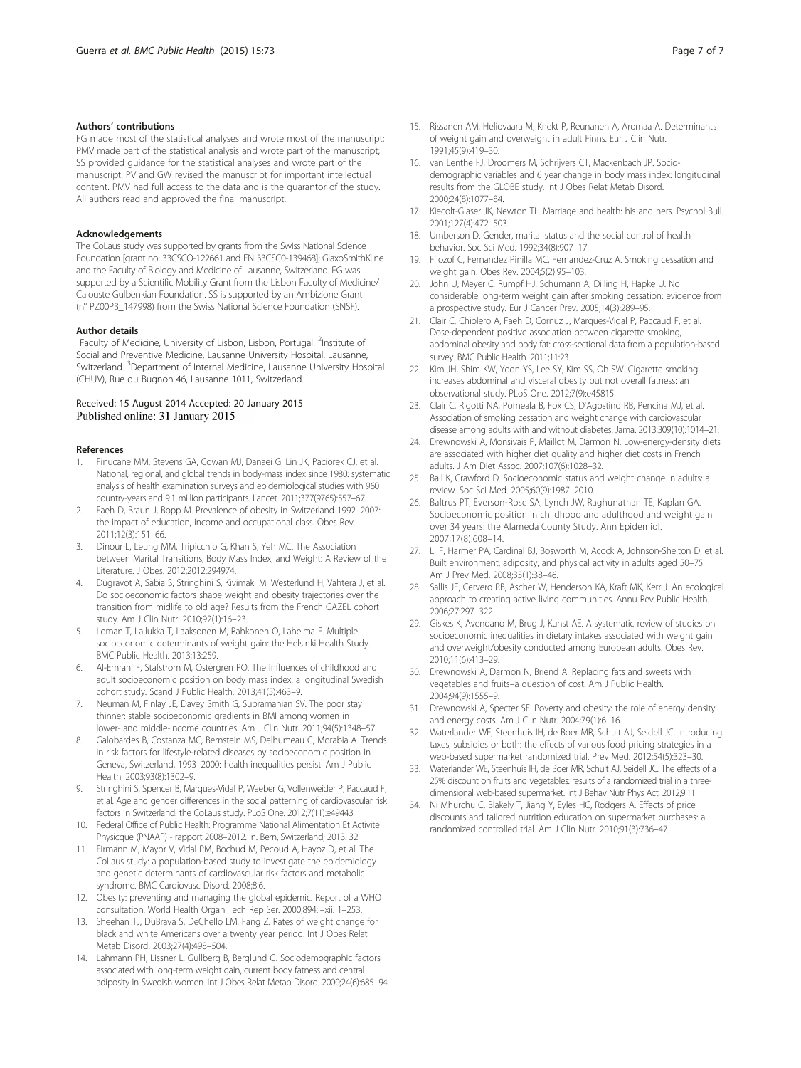### Authors' contributions

FG made most of the statistical analyses and wrote most of the manuscript; PMV made part of the statistical analysis and wrote part of the manuscript; SS provided guidance for the statistical analyses and wrote part of the manuscript. PV and GW revised the manuscript for important intellectual content. PMV had full access to the data and is the guarantor of the study. All authors read and approved the final manuscript.

### Acknowledgements

The CoLaus study was supported by grants from the Swiss National Science Foundation [grant no: 33CSCO-122661 and FN 33CSC0-139468]; GlaxoSmithKline and the Faculty of Biology and Medicine of Lausanne, Switzerland. FG was supported by a Scientific Mobility Grant from the Lisbon Faculty of Medicine/ Calouste Gulbenkian Foundation. SS is supported by an Ambizione Grant (n° PZ00P3_147998) from the Swiss National Science Foundation (SNSF).

### Author details

[1]Faculty of Medicine, University of Lisbon, Lisbon, Portugal. [2]Institute of Social and Preventive Medicine, Lausanne University Hospital, Lausanne, Switzerland. [3]Department of Internal Medicine, Lausanne University Hospital (CHUV), Rue du Bugnon 46, Lausanne 1011, Switzerland.

Received: 15 August 2014 Accepted: 20 January 2015
Published online: 31 January 2015

### References

1. Finucane MM, Stevens GA, Cowan MJ, Danaei G, Lin JK, Paciorek CJ, et al. National, regional, and global trends in body-mass index since 1980: systematic analysis of health examination surveys and epidemiological studies with 960 country-years and 9.1 million participants. Lancet. 2011;377(9765):557–67.
2. Faeh D, Braun J, Bopp M. Prevalence of obesity in Switzerland 1992–2007: the impact of education, income and occupational class. Obes Rev. 2011;12(3):151–66.
3. Dinour L, Leung MM, Tripicchio G, Khan S, Yeh MC. The Association between Marital Transitions, Body Mass Index, and Weight: A Review of the Literature. J Obes. 2012;2012:294974.
4. Dugravot A, Sabia S, Stringhini S, Kivimaki M, Westerlund H, Vahtera J, et al. Do socioeconomic factors shape weight and obesity trajectories over the transition from midlife to old age? Results from the French GAZEL cohort study. Am J Clin Nutr. 2010;92(1):16–23.
5. Loman T, Lallukka T, Laaksonen M, Rahkonen O, Lahelma E. Multiple socioeconomic determinants of weight gain: the Helsinki Health Study. BMC Public Health. 2013;13:259.
6. Al-Emrani F, Stafstrom M, Ostergren PO. The influences of childhood and adult socioeconomic position on body mass index: a longitudinal Swedish cohort study. Scand J Public Health. 2013;41(5):463–9.
7. Neuman M, Finlay JE, Davey Smith G, Subramanian SV. The poor stay thinner: stable socioeconomic gradients in BMI among women in lower- and middle-income countries. Am J Clin Nutr. 2011;94(5):1348–57.
8. Galobardes B, Costanza MC, Bernstein MS, Delhumeau C, Morabia A. Trends in risk factors for lifestyle-related diseases by socioeconomic position in Geneva, Switzerland, 1993–2000: health inequalities persist. Am J Public Health. 2003;93(8):1302–9.
9. Stringhini S, Spencer B, Marques-Vidal P, Waeber G, Vollenweider P, Paccaud F, et al. Age and gender differences in the social patterning of cardiovascular risk factors in Switzerland: the CoLaus study. PLoS One. 2012;7(11):e49443.
10. Federal Office of Public Health: Programme National Alimentation Et Activité Physicque (PNAAP) - rapport 2008–2012. In. Bern, Switzerland; 2013. 32.
11. Firmann M, Mayor V, Vidal PM, Bochud M, Pecoud A, Hayoz D, et al. The CoLaus study: a population-based study to investigate the epidemiology and genetic determinants of cardiovascular risk factors and metabolic syndrome. BMC Cardiovasc Disord. 2008;8:6.
12. Obesity: preventing and managing the global epidemic. Report of a WHO consultation. World Health Organ Tech Rep Ser. 2000;894:i–xii. 1–253.
13. Sheehan TJ, DuBrava S, DeChello LM, Fang Z. Rates of weight change for black and white Americans over a twenty year period. Int J Obes Relat Metab Disord. 2003;27(4):498–504.
14. Lahmann PH, Lissner L, Gullberg B, Berglund G. Sociodemographic factors associated with long-term weight gain, current body fatness and central adiposity in Swedish women. Int J Obes Relat Metab Disord. 2000;24(6):685–94.
15. Rissanen AM, Heliovaara M, Knekt P, Reunanen A, Aromaa A. Determinants of weight gain and overweight in adult Finns. Eur J Clin Nutr. 1991;45(9):419–30.
16. van Lenthe FJ, Droomers M, Schrijvers CT, Mackenbach JP. Socio-demographic variables and 6 year change in body mass index: longitudinal results from the GLOBE study. Int J Obes Relat Metab Disord. 2000;24(8):1077–84.
17. Kiecolt-Glaser JK, Newton TL. Marriage and health: his and hers. Psychol Bull. 2001;127(4):472–503.
18. Umberson D. Gender, marital status and the social control of health behavior. Soc Sci Med. 1992;34(8):907–17.
19. Filozof C, Fernandez Pinilla MC, Fernandez-Cruz A. Smoking cessation and weight gain. Obes Rev. 2004;5(2):95–103.
20. John U, Meyer C, Rumpf HJ, Schumann A, Dilling H, Hapke U. No considerable long-term weight gain after smoking cessation: evidence from a prospective study. Eur J Cancer Prev. 2005;14(3):289–95.
21. Clair C, Chiolero A, Faeh D, Cornuz J, Marques-Vidal P, Paccaud F, et al. Dose-dependent positive association between cigarette smoking, abdominal obesity and body fat: cross-sectional data from a population-based survey. BMC Public Health. 2011;11:23.
22. Kim JH, Shim KW, Yoon YS, Lee SY, Kim SS, Oh SW. Cigarette smoking increases abdominal and visceral obesity but not overall fatness: an observational study. PLoS One. 2012;7(9):e45815.
23. Clair C, Rigotti NA, Porneala B, Fox CS, D'Agostino RB, Pencina MJ, et al. Association of smoking cessation and weight change with cardiovascular disease among adults with and without diabetes. Jama. 2013;309(10):1014–21.
24. Drewnowski A, Monsivais P, Maillot M, Darmon N. Low-energy-density diets are associated with higher diet quality and higher diet costs in French adults. J Am Diet Assoc. 2007;107(6):1028–32.
25. Ball K, Crawford D. Socioeconomic status and weight change in adults: a review. Soc Sci Med. 2005;60(9):1987–2010.
26. Baltrus PT, Everson-Rose SA, Lynch JW, Raghunathan TE, Kaplan GA. Socioeconomic position in childhood and adulthood and weight gain over 34 years: the Alameda County Study. Ann Epidemiol. 2007;17(8):608–14.
27. Li F, Harmer PA, Cardinal BJ, Bosworth M, Acock A, Johnson-Shelton D, et al. Built environment, adiposity, and physical activity in adults aged 50–75. Am J Prev Med. 2008;35(1):38–46.
28. Sallis JF, Cervero RB, Ascher W, Henderson KA, Kraft MK, Kerr J. An ecological approach to creating active living communities. Annu Rev Public Health. 2006;27:297–322.
29. Giskes K, Avendano M, Brug J, Kunst AE. A systematic review of studies on socioeconomic inequalities in dietary intakes associated with weight gain and overweight/obesity conducted among European adults. Obes Rev. 2010;11(6):413–29.
30. Drewnowski A, Darmon N, Briend A. Replacing fats and sweets with vegetables and fruits–a question of cost. Am J Public Health. 2004;94(9):1555–9.
31. Drewnowski A, Specter SE. Poverty and obesity: the role of energy density and energy costs. Am J Clin Nutr. 2004;79(1):6–16.
32. Waterlander WE, Steenhuis IH, de Boer MR, Schuit AJ, Seidell JC. Introducing taxes, subsidies or both: the effects of various food pricing strategies in a web-based supermarket randomized trial. Prev Med. 2012;54(5):323–30.
33. Waterlander WE, Steenhuis IH, de Boer MR, Schuit AJ, Seidell JC. The effects of a 25% discount on fruits and vegetables: results of a randomized trial in a three-dimensional web-based supermarket. Int J Behav Nutr Phys Act. 2012;9:11.
34. Ni Mhurchu C, Blakely T, Jiang Y, Eyles HC, Rodgers A. Effects of price discounts and tailored nutrition education on supermarket purchases: a randomized controlled trial. Am J Clin Nutr. 2010;91(3):736–47.